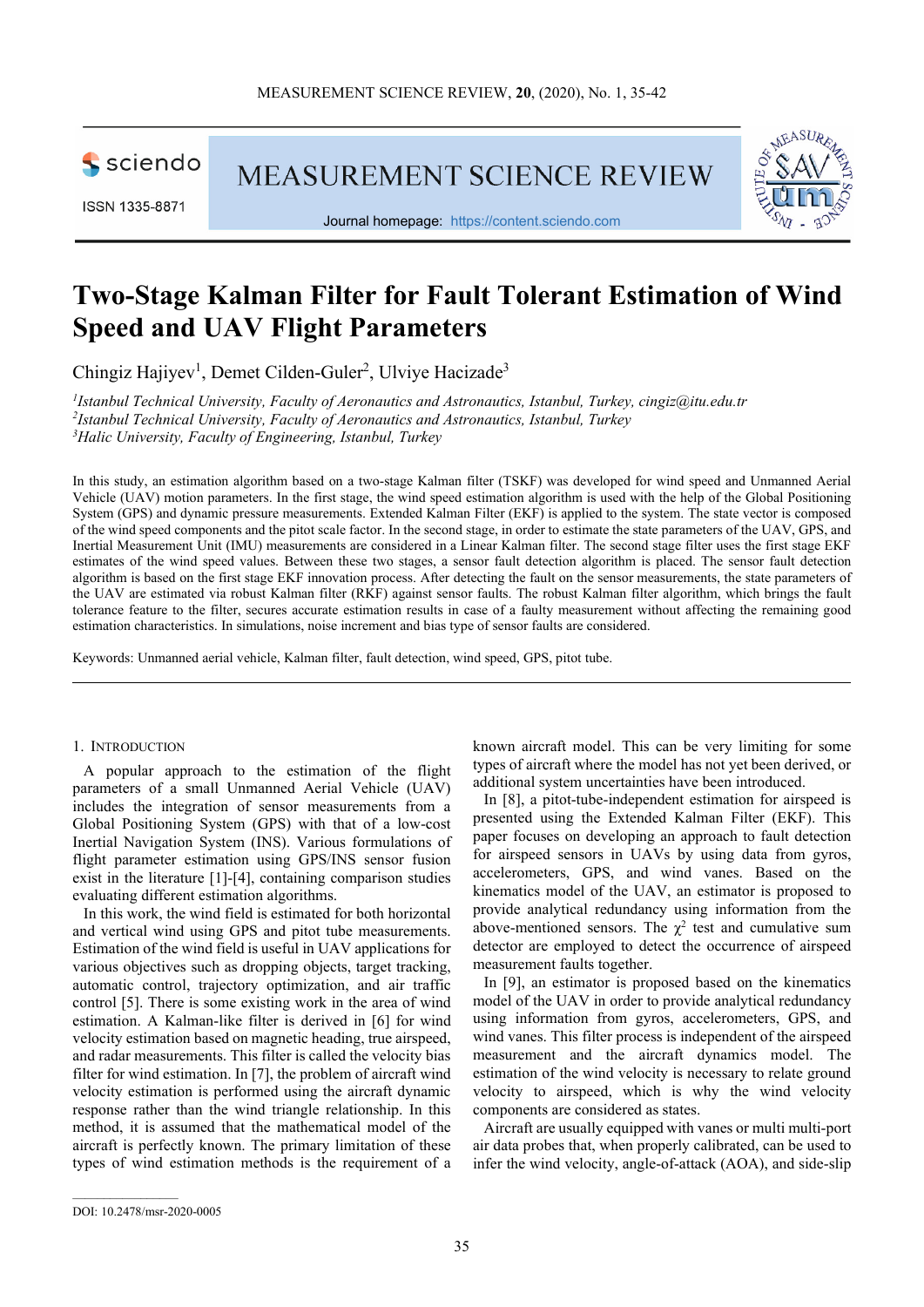# Two-Stage Kalman Filter for Fault Tolerant Estimation of Wind Speed and UAV Flight Parameters

Chingiz Hajiyev[1], Demet Cilden-Guler[2], Ulviye Hacizade[3]

[1]*Istanbul Technical University, Faculty of Aeronautics and Astronautics, Istanbul, Turkey, cingiz@itu.edu.tr*
[2]*Istanbul Technical University, Faculty of Aeronautics and Astronautics, Istanbul, Turkey*
[3]*Halic University, Faculty of Engineering, Istanbul, Turkey*

In this study, an estimation algorithm based on a two-stage Kalman filter (TSKF) was developed for wind speed and Unmanned Aerial Vehicle (UAV) motion parameters. In the first stage, the wind speed estimation algorithm is used with the help of the Global Positioning System (GPS) and dynamic pressure measurements. Extended Kalman Filter (EKF) is applied to the system. The state vector is composed of the wind speed components and the pitot scale factor. In the second stage, in order to estimate the state parameters of the UAV, GPS, and Inertial Measurement Unit (IMU) measurements are considered in a Linear Kalman filter. The second stage filter uses the first stage EKF estimates of the wind speed values. Between these two stages, a sensor fault detection algorithm is placed. The sensor fault detection algorithm is based on the first stage EKF innovation process. After detecting the fault on the sensor measurements, the state parameters of the UAV are estimated via robust Kalman filter (RKF) against sensor faults. The robust Kalman filter algorithm, which brings the fault tolerance feature to the filter, secures accurate estimation results in case of a faulty measurement without affecting the remaining good estimation characteristics. In simulations, noise increment and bias type of sensor faults are considered.

Keywords: Unmanned aerial vehicle, Kalman filter, fault detection, wind speed, GPS, pitot tube.

## 1. Introduction

A popular approach to the estimation of the flight parameters of a small Unmanned Aerial Vehicle (UAV) includes the integration of sensor measurements from a Global Positioning System (GPS) with that of a low-cost Inertial Navigation System (INS). Various formulations of flight parameter estimation using GPS/INS sensor fusion exist in the literature [1]-[4], containing comparison studies evaluating different estimation algorithms.

In this work, the wind field is estimated for both horizontal and vertical wind using GPS and pitot tube measurements. Estimation of the wind field is useful in UAV applications for various objectives such as dropping objects, target tracking, automatic control, trajectory optimization, and air traffic control [5]. There is some existing work in the area of wind estimation. A Kalman-like filter is derived in [6] for wind velocity estimation based on magnetic heading, true airspeed, and radar measurements. This filter is called the velocity bias filter for wind estimation. In [7], the problem of aircraft wind velocity estimation is performed using the aircraft dynamic response rather than the wind triangle relationship. In this method, it is assumed that the mathematical model of the aircraft is perfectly known. The primary limitation of these types of wind estimation methods is the requirement of a known aircraft model. This can be very limiting for some types of aircraft where the model has not yet been derived, or additional system uncertainties have been introduced.

In [8], a pitot-tube-independent estimation for airspeed is presented using the Extended Kalman Filter (EKF). This paper focuses on developing an approach to fault detection for airspeed sensors in UAVs by using data from gyros, accelerometers, GPS, and wind vanes. Based on the kinematics model of the UAV, an estimator is proposed to provide analytical redundancy using information from the above-mentioned sensors. The $\chi^2$ test and cumulative sum detector are employed to detect the occurrence of airspeed measurement faults together.

In [9], an estimator is proposed based on the kinematics model of the UAV in order to provide analytical redundancy using information from gyros, accelerometers, GPS, and wind vanes. This filter process is independent of the airspeed measurement and the aircraft dynamics model. The estimation of the wind velocity is necessary to relate ground velocity to airspeed, which is why the wind velocity components are considered as states.

Aircraft are usually equipped with vanes or multi multi-port air data probes that, when properly calibrated, can be used to infer the wind velocity, angle-of-attack (AOA), and side-slip

DOI: 10.2478/msr-2020-0005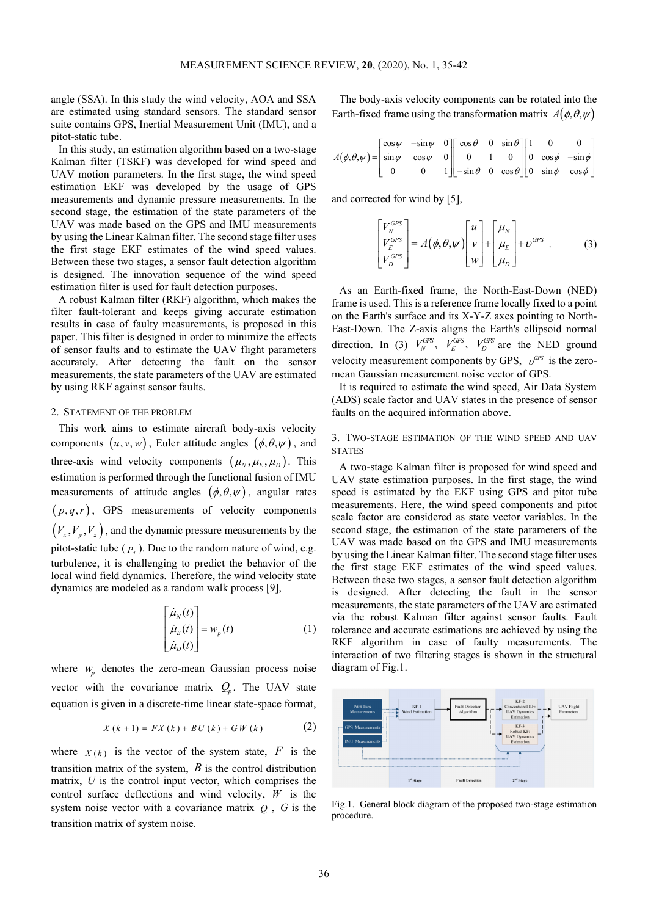angle (SSA). In this study the wind velocity, AOA and SSA are estimated using standard sensors. The standard sensor suite contains GPS, Inertial Measurement Unit (IMU), and a pitot-static tube.

In this study, an estimation algorithm based on a two-stage Kalman filter (TSKF) was developed for wind speed and UAV motion parameters. In the first stage, the wind speed estimation EKF was developed by the usage of GPS measurements and dynamic pressure measurements. In the second stage, the estimation of the state parameters of the UAV was made based on the GPS and IMU measurements by using the Linear Kalman filter. The second stage filter uses the first stage EKF estimates of the wind speed values. Between these two stages, a sensor fault detection algorithm is designed. The innovation sequence of the wind speed estimation filter is used for fault detection purposes.

A robust Kalman filter (RKF) algorithm, which makes the filter fault-tolerant and keeps giving accurate estimation results in case of faulty measurements, is proposed in this paper. This filter is designed in order to minimize the effects of sensor faults and to estimate the UAV flight parameters accurately. After detecting the fault on the sensor measurements, the state parameters of the UAV are estimated by using RKF against sensor faults.

## 2. Statement of the problem

This work aims to estimate aircraft body-axis velocity components $(u,v,w)$, Euler attitude angles $(\phi,\theta,\psi)$, and three-axis wind velocity components $(\mu_N,\mu_E,\mu_D)$. This estimation is performed through the functional fusion of IMU measurements of attitude angles $(\phi,\theta,\psi)$, angular rates $(p,q,r)$, GPS measurements of velocity components $(V_x,V_y,V_z)$, and the dynamic pressure measurements by the pitot-static tube ($P_d$). Due to the random nature of wind, e.g. turbulence, it is challenging to predict the behavior of the local wind field dynamics. Therefore, the wind velocity state dynamics are modeled as a random walk process [9],

$$\begin{bmatrix} \dot{\mu}_N(t) \\ \dot{\mu}_E(t) \\ \dot{\mu}_D(t) \end{bmatrix} = w_p(t) \tag{1}$$

where $w_p$ denotes the zero-mean Gaussian process noise vector with the covariance matrix $Q_p$. The UAV state equation is given in a discrete-time linear state-space format,

$$X(k+1) = FX(k) + BU(k) + GW(k) \tag{2}$$

where $X(k)$ is the vector of the system state, $F$ is the transition matrix of the system, $B$ is the control distribution matrix, $U$ is the control input vector, which comprises the control surface deflections and wind velocity, $W$ is the system noise vector with a covariance matrix $Q$, $G$ is the transition matrix of system noise.

The body-axis velocity components can be rotated into the Earth-fixed frame using the transformation matrix $A(\phi,\theta,\psi)$

$$A(\phi,\theta,\psi) = \begin{bmatrix} \cos\psi & -\sin\psi & 0 \\ \sin\psi & \cos\psi & 0 \\ 0 & 0 & 1 \end{bmatrix} \begin{bmatrix} \cos\theta & 0 & \sin\theta \\ 0 & 1 & 0 \\ -\sin\theta & 0 & \cos\theta \end{bmatrix} \begin{bmatrix} 1 & 0 & 0 \\ 0 & \cos\phi & -\sin\phi \\ 0 & \sin\phi & \cos\phi \end{bmatrix}$$

and corrected for wind by [5],

$$\begin{bmatrix} V_N^{GPS} \\ V_E^{GPS} \\ V_D^{GPS} \end{bmatrix} = A(\phi,\theta,\psi) \begin{bmatrix} u \\ v \\ w \end{bmatrix} + \begin{bmatrix} \mu_N \\ \mu_E \\ \mu_D \end{bmatrix} + \upsilon^{GPS} . \tag{3}$$

As an Earth-fixed frame, the North-East-Down (NED) frame is used. This is a reference frame locally fixed to a point on the Earth's surface and its X-Y-Z axes pointing to North-East-Down. The Z-axis aligns the Earth's ellipsoid normal direction. In (3) $V_N^{GPS}$, $V_E^{GPS}$, $V_D^{GPS}$ are the NED ground velocity measurement components by GPS, $\upsilon^{GPS}$ is the zero-mean Gaussian measurement noise vector of GPS.

It is required to estimate the wind speed, Air Data System (ADS) scale factor and UAV states in the presence of sensor faults on the acquired information above.

## 3. Two-stage estimation of the wind speed and UAV states

A two-stage Kalman filter is proposed for wind speed and UAV state estimation purposes. In the first stage, the wind speed is estimated by the EKF using GPS and pitot tube measurements. Here, the wind speed components and pitot scale factor are considered as state vector variables. In the second stage, the estimation of the state parameters of the UAV was made based on the GPS and IMU measurements by using the Linear Kalman filter. The second stage filter uses the first stage EKF estimates of the wind speed values. Between these two stages, a sensor fault detection algorithm is designed. After detecting the fault in the sensor measurements, the state parameters of the UAV are estimated via the robust Kalman filter against sensor faults. Fault tolerance and accurate estimations are achieved by using the RKF algorithm in case of faulty measurements. The interaction of two filtering stages is shown in the structural diagram of Fig.1.

Fig.1. General block diagram of the proposed two-stage estimation procedure.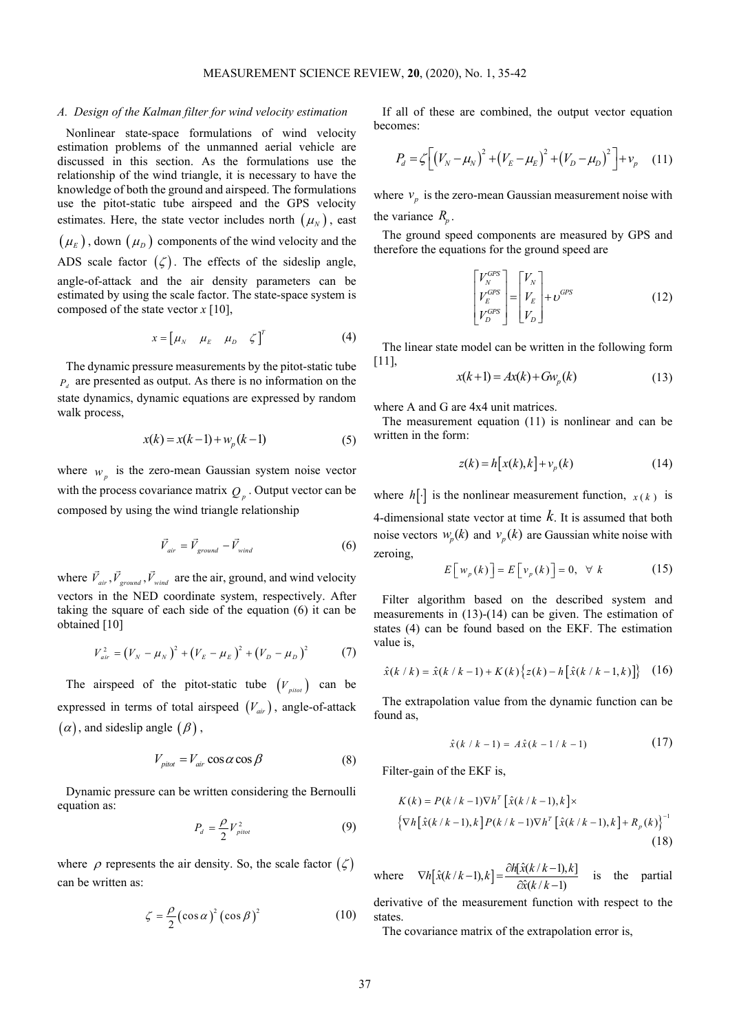### A. Design of the Kalman filter for wind velocity estimation

Nonlinear state-space formulations of wind velocity estimation problems of the unmanned aerial vehicle are discussed in this section. As the formulations use the relationship of the wind triangle, it is necessary to have the knowledge of both the ground and airspeed. The formulations use the pitot-static tube airspeed and the GPS velocity estimates. Here, the state vector includes north $(\mu_N)$, east $(\mu_E)$, down $(\mu_D)$ components of the wind velocity and the ADS scale factor $(\zeta)$. The effects of the sideslip angle, angle-of-attack and the air density parameters can be estimated by using the scale factor. The state-space system is composed of the state vector *x* [10],

$$x = \begin{bmatrix} \mu_N & \mu_E & \mu_D & \zeta \end{bmatrix}^T \tag{4}$$

The dynamic pressure measurements by the pitot-static tube $P_d$ are presented as output. As there is no information on the state dynamics, dynamic equations are expressed by random walk process,

$$x(k) = x(k-1) + w_p(k-1) \tag{5}$$

where $w_p$ is the zero-mean Gaussian system noise vector with the process covariance matrix $Q_p$. Output vector can be composed by using the wind triangle relationship

$$\vec{V}_{air} = \vec{V}_{ground} - \vec{V}_{wind} \tag{6}$$

where $\vec{V}_{air}, \vec{V}_{ground}, \vec{V}_{wind}$ are the air, ground, and wind velocity vectors in the NED coordinate system, respectively. After taking the square of each side of the equation (6) it can be obtained [10]

$$V_{air}^2 = \left(V_N - \mu_N\right)^2 + \left(V_E - \mu_E\right)^2 + \left(V_D - \mu_D\right)^2 \tag{7}$$

The airspeed of the pitot-static tube $(V_{pitot})$ can be expressed in terms of total airspeed $(V_{air})$, angle-of-attack $(\alpha)$, and sideslip angle $(\beta)$,

$$V_{pitot} = V_{air} \cos\alpha \cos\beta \tag{8}$$

Dynamic pressure can be written considering the Bernoulli equation as:

$$P_d = \frac{\rho}{2} V_{pitot}^2 \tag{9}$$

where $\rho$ represents the air density. So, the scale factor $(\zeta)$ can be written as:

$$\zeta = \frac{\rho}{2} \left(\cos\alpha\right)^2 \left(\cos\beta\right)^2 \tag{10}$$

If all of these are combined, the output vector equation becomes:

$$P_d = \zeta \left[ \left(V_N - \mu_N\right)^2 + \left(V_E - \mu_E\right)^2 + \left(V_D - \mu_D\right)^2 \right] + v_p \tag{11}$$

where $v_p$ is the zero-mean Gaussian measurement noise with the variance $R_p$.

The ground speed components are measured by GPS and therefore the equations for the ground speed are

$$\begin{bmatrix} V_N^{GPS} \\ V_E^{GPS} \\ V_D^{GPS} \end{bmatrix} = \begin{bmatrix} V_N \\ V_E \\ V_D \end{bmatrix} + \upsilon^{GPS} \tag{12}$$

The linear state model can be written in the following form [11],

$$x(k+1) = Ax(k) + Gw_p(k) \tag{13}$$

where A and G are 4x4 unit matrices.

The measurement equation (11) is nonlinear and can be written in the form:

$$z(k) = h\left[x(k), k\right] + v_p(k) \tag{14}$$

where $h[\cdot]$ is the nonlinear measurement function, $x(k)$ is 4-dimensional state vector at time $k$. It is assumed that both noise vectors $w_p(k)$ and $v_p(k)$ are Gaussian white noise with zeroing,

$$E\left[w_p(k)\right] = E\left[v_p(k)\right] = 0, \quad \forall\ k \tag{15}$$

Filter algorithm based on the described system and measurements in (13)-(14) can be given. The estimation of states (4) can be found based on the EKF. The estimation value is,

$$\hat{x}(k/k) = \hat{x}(k/k-1) + K(k)\left\{z(k) - h\left[\hat{x}(k/k-1,k)\right]\right\} \tag{16}$$

The extrapolation value from the dynamic function can be found as,

$$\hat{x}(k/k-1) = A\hat{x}(k-1/k-1) \tag{17}$$

Filter-gain of the EKF is,

$$\begin{aligned} K(k) = {} & P(k/k-1)\nabla h^T\left[\hat{x}(k/k-1), k\right] \times \\ & \left\{\nabla h\left[\hat{x}(k/k-1), k\right] P(k/k-1) \nabla h^T\left[\hat{x}(k/k-1), k\right] + R_p(k)\right\}^{-1} \end{aligned} \tag{18}$$

where $\nabla h\left[\hat{x}(k/k-1), k\right] = \dfrac{\partial h[\hat{x}(k/k-1), k]}{\partial \hat{x}(k/k-1)}$ is the partial derivative of the measurement function with respect to the states.

The covariance matrix of the extrapolation error is,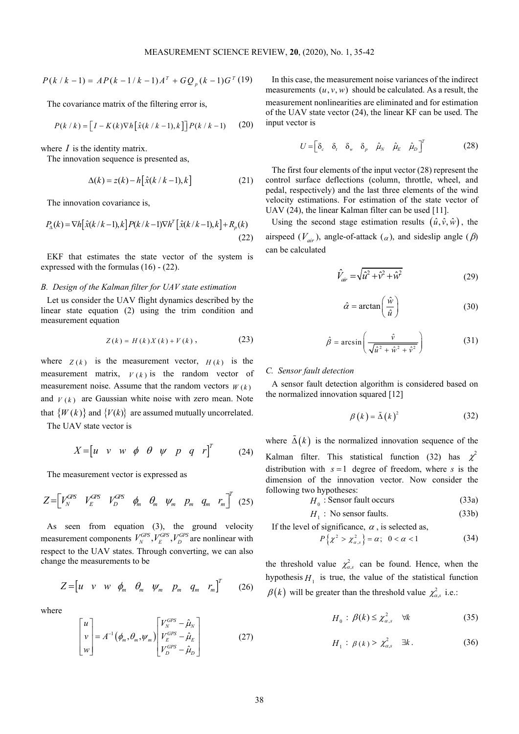$$P(k/k-1) = AP(k-1/k-1)A^T + GQ_p(k-1)G^T \quad (19)$$

The covariance matrix of the filtering error is,

$$P(k/k) = \left[I - K(k)\nabla h\left[\hat{x}(k/k-1), k\right]\right]P(k/k-1) \quad (20)$$

where $I$ is the identity matrix.

The innovation sequence is presented as,

$$\Delta(k) = z(k) - h\left[\hat{x}(k/k-1), k\right] \quad (21)$$

The innovation covariance is,

$$P_\Delta(k) = \nabla h\left[\hat{x}(k/k-1), k\right]P(k/k-1)\nabla h^T\left[\hat{x}(k/k-1), k\right] + R_p(k) \quad (22)$$

EKF that estimates the state vector of the system is expressed with the formulas (16) - (22).

### B. Design of the Kalman filter for UAV state estimation

Let us consider the UAV flight dynamics described by the linear state equation (2) using the trim condition and measurement equation

$$Z(k) = H(k)X(k) + V(k), \quad (23)$$

where $Z(k)$ is the measurement vector, $H(k)$ is the measurement matrix, $V(k)$ is the random vector of measurement noise. Assume that the random vectors $W(k)$ and $V(k)$ are Gaussian white noise with zero mean. Note that $\{W(k)\}$ and $\{V(k)\}$ are assumed mutually uncorrelated.

The UAV state vector is

$$X = \begin{bmatrix} u & v & w & \phi & \theta & \psi & p & q & r \end{bmatrix}^T \quad (24)$$

The measurement vector is expressed as

$$Z = \begin{bmatrix} V_N^{GPS} & V_E^{GPS} & V_D^{GPS} & \phi_m & \theta_m & \psi_m & p_m & q_m & r_m \end{bmatrix}^T \quad (25)$$

As seen from equation (3), the ground velocity measurement components $V_N^{GPS}, V_E^{GPS}, V_D^{GPS}$ are nonlinear with respect to the UAV states. Through converting, we can also change the measurements to be

$$Z = \begin{bmatrix} u & v & w & \phi_m & \theta_m & \psi_m & p_m & q_m & r_m \end{bmatrix}^T \quad (26)$$

where

$$\begin{bmatrix} u \\ v \\ w \end{bmatrix} = A^{-1}(\phi_m, \theta_m, \psi_m) \begin{bmatrix} V_N^{GPS} - \hat{\mu}_N \\ V_E^{GPS} - \hat{\mu}_E \\ V_D^{GPS} - \hat{\mu}_D \end{bmatrix} \quad (27)$$

In this case, the measurement noise variances of the indirect measurements $(u, v, w)$ should be calculated. As a result, the measurement nonlinearities are eliminated and for estimation of the UAV state vector (24), the linear KF can be used. The input vector is

$$U = \begin{bmatrix} \delta_c & \delta_t & \delta_w & \delta_p & \hat{\mu}_N & \hat{\mu}_E & \hat{\mu}_D \end{bmatrix}^T \quad (28)$$

The first four elements of the input vector (28) represent the control surface deflections (column, throttle, wheel, and pedal, respectively) and the last three elements of the wind velocity estimations. For estimation of the state vector of UAV (24), the linear Kalman filter can be used [11].

Using the second stage estimation results $(\hat{u}, \hat{v}, \hat{w})$, the airspeed ($V_{air}$), angle-of-attack ($\alpha$), and sideslip angle ($\beta$) can be calculated

$$\hat{V}_{air} = \sqrt{\hat{u}^2 + \hat{v}^2 + \hat{w}^2} \quad (29)$$

$$\hat{\alpha} = \arctan\left(\frac{\hat{w}}{\hat{u}}\right) \quad (30)$$

$$\hat{\beta} = \arcsin\left(\frac{\hat{v}}{\sqrt{\hat{u}^2 + \hat{w}^2 + \hat{v}^2}}\right) \quad (31)$$

### C. Sensor fault detection

A sensor fault detection algorithm is considered based on the normalized innovation squared [12]

$$\beta(k) = \tilde{\Delta}(k)^2 \quad (32)$$

where $\tilde{\Delta}(k)$ is the normalized innovation sequence of the Kalman filter. This statistical function (32) has $\chi^2$ distribution with $s = 1$ degree of freedom, where $s$ is the dimension of the innovation vector. Now consider the following two hypotheses:

$H_0$ : Sensor fault occurs (33a)

$H_1$ : No sensor faults. (33b)

If the level of significance, $\alpha$, is selected as,

$$P\left\{\chi^2 > \chi^2_{\alpha,s}\right\} = \alpha; \quad 0 < \alpha < 1 \quad (34)$$

the threshold value $\chi^2_{\alpha,s}$ can be found. Hence, when the hypothesis $H_1$ is true, the value of the statistical function $\beta(k)$ will be greater than the threshold value $\chi^2_{\alpha,s}$ i.e.:

$$H_0 : \beta(k) \le \chi^2_{\alpha,s} \quad \forall k \quad (35)$$

$$H_1 : \beta(k) > \chi^2_{\alpha,s} \quad \exists k. \quad (36)$$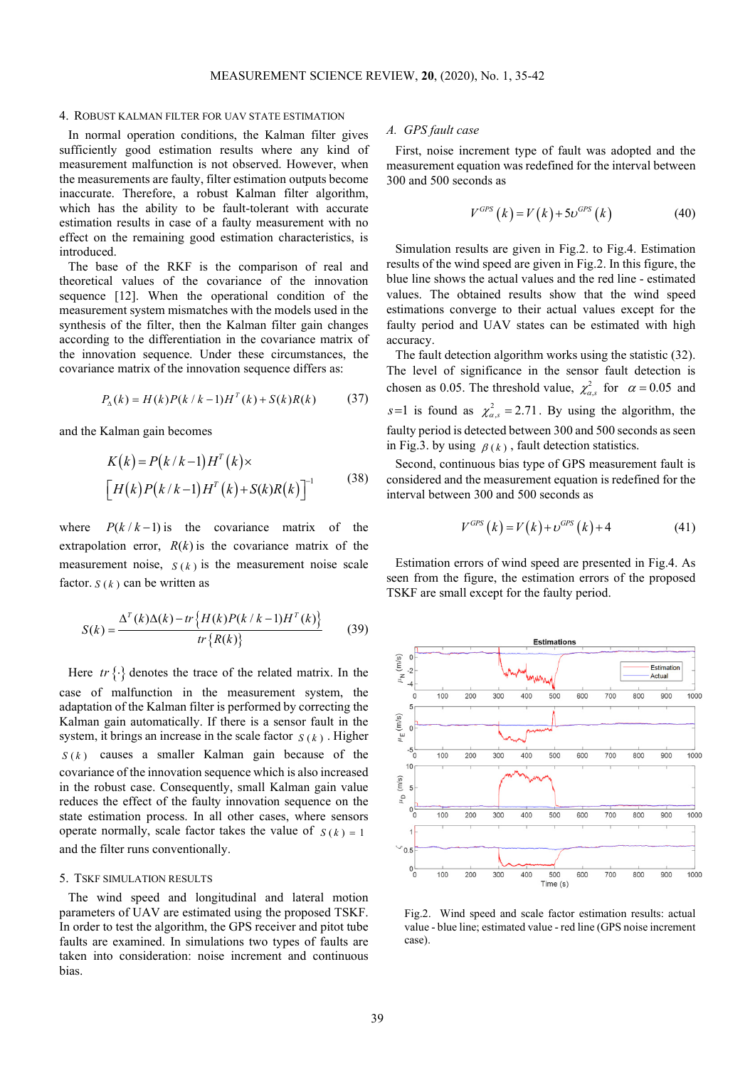## 4. Robust Kalman filter for UAV state estimation

In normal operation conditions, the Kalman filter gives sufficiently good estimation results where any kind of measurement malfunction is not observed. However, when the measurements are faulty, filter estimation outputs become inaccurate. Therefore, a robust Kalman filter algorithm, which has the ability to be fault-tolerant with accurate estimation results in case of a faulty measurement with no effect on the remaining good estimation characteristics, is introduced.

The base of the RKF is the comparison of real and theoretical values of the covariance of the innovation sequence [12]. When the operational condition of the measurement system mismatches with the models used in the synthesis of the filter, then the Kalman filter gain changes according to the differentiation in the covariance matrix of the innovation sequence. Under these circumstances, the covariance matrix of the innovation sequence differs as:

$$P_{\Delta}(k) = H(k)P(k/k-1)H^{T}(k) + S(k)R(k) \tag{37}$$

and the Kalman gain becomes

$$K(k) = P(k/k-1)H^{T}(k)\times \left[H(k)P(k/k-1)H^{T}(k) + S(k)R(k)\right]^{-1} \tag{38}$$

where $P(k/k-1)$ is the covariance matrix of the extrapolation error, $R(k)$ is the covariance matrix of the measurement noise, $S(k)$ is the measurement noise scale factor. $S(k)$ can be written as

$$S(k) = \frac{\Delta^{T}(k)\Delta(k) - tr\left\{H(k)P(k/k-1)H^{T}(k)\right\}}{tr\left\{R(k)\right\}} \tag{39}$$

Here $tr\{\cdot\}$ denotes the trace of the related matrix. In the case of malfunction in the measurement system, the adaptation of the Kalman filter is performed by correcting the Kalman gain automatically. If there is a sensor fault in the system, it brings an increase in the scale factor $S(k)$. Higher $S(k)$ causes a smaller Kalman gain because of the covariance of the innovation sequence which is also increased in the robust case. Consequently, small Kalman gain value reduces the effect of the faulty innovation sequence on the state estimation process. In all other cases, where sensors operate normally, scale factor takes the value of $S(k)=1$ and the filter runs conventionally.

## 5. TSKF simulation results

The wind speed and longitudinal and lateral motion parameters of UAV are estimated using the proposed TSKF. In order to test the algorithm, the GPS receiver and pitot tube faults are examined. In simulations two types of faults are taken into consideration: noise increment and continuous bias.

### A. GPS fault case

First, noise increment type of fault was adopted and the measurement equation was redefined for the interval between 300 and 500 seconds as

$$V^{GPS}(k) = V(k) + 5\upsilon^{GPS}(k) \tag{40}$$

Simulation results are given in Fig.2. to Fig.4. Estimation results of the wind speed are given in Fig.2. In this figure, the blue line shows the actual values and the red line - estimated values. The obtained results show that the wind speed estimations converge to their actual values except for the faulty period and UAV states can be estimated with high accuracy.

The fault detection algorithm works using the statistic (32). The level of significance in the sensor fault detection is chosen as 0.05. The threshold value, $\chi^{2}_{\alpha,s}$ for $\alpha = 0.05$ and $s=1$ is found as $\chi^{2}_{\alpha,s} = 2.71$. By using the algorithm, the faulty period is detected between 300 and 500 seconds as seen in Fig.3. by using $\beta(k)$, fault detection statistics.

Second, continuous bias type of GPS measurement fault is considered and the measurement equation is redefined for the interval between 300 and 500 seconds as

$$V^{GPS}(k) = V(k) + \upsilon^{GPS}(k) + 4 \tag{41}$$

Estimation errors of wind speed are presented in Fig.4. As seen from the figure, the estimation errors of the proposed TSKF are small except for the faulty period.

Fig.2. Wind speed and scale factor estimation results: actual value - blue line; estimated value - red line (GPS noise increment case).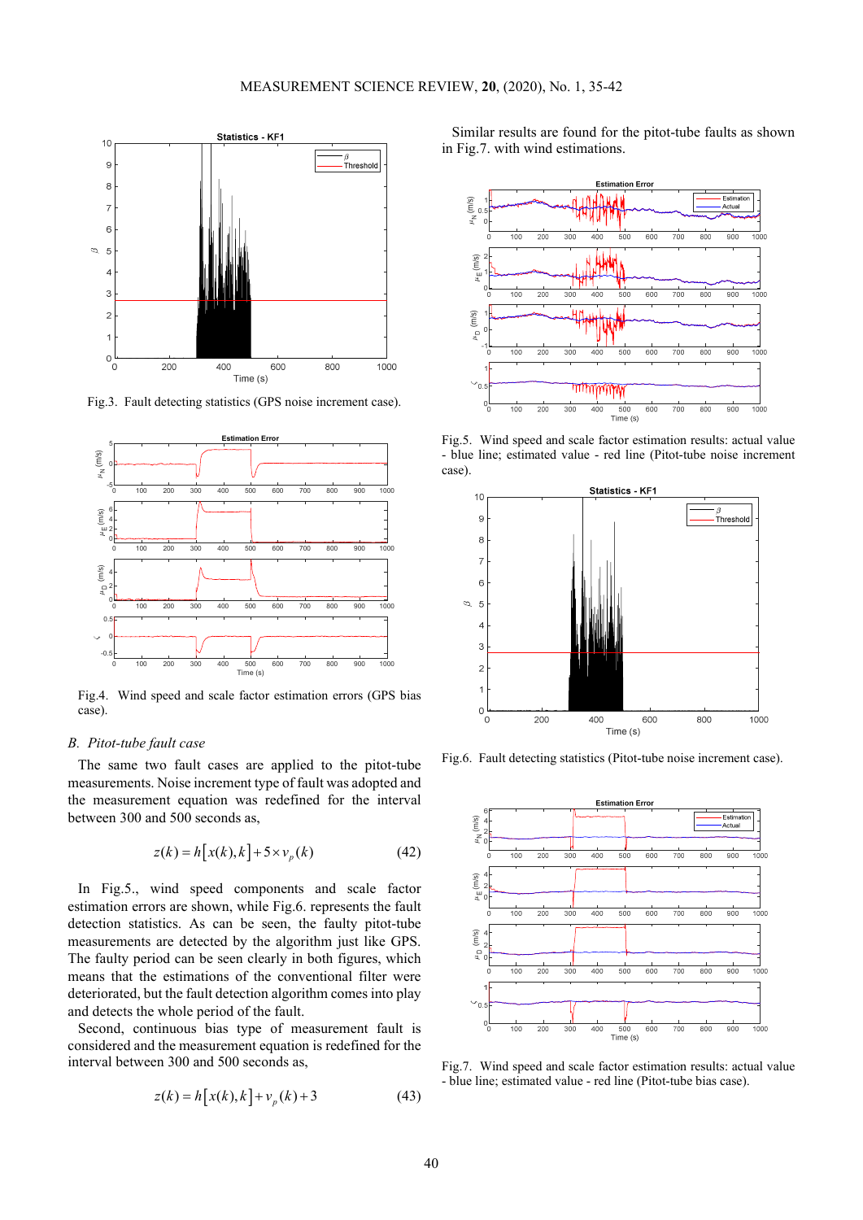Fig.3. Fault detecting statistics (GPS noise increment case).

Fig.4. Wind speed and scale factor estimation errors (GPS bias case).

### B. Pitot-tube fault case

The same two fault cases are applied to the pitot-tube measurements. Noise increment type of fault was adopted and the measurement equation was redefined for the interval between 300 and 500 seconds as,

$$z(k) = h[x(k),k] + 5 \times v_p(k) \quad (42)$$

In Fig.5., wind speed components and scale factor estimation errors are shown, while Fig.6. represents the fault detection statistics. As can be seen, the faulty pitot-tube measurements are detected by the algorithm just like GPS. The faulty period can be seen clearly in both figures, which means that the estimations of the conventional filter were deteriorated, but the fault detection algorithm comes into play and detects the whole period of the fault.

Second, continuous bias type of measurement fault is considered and the measurement equation is redefined for the interval between 300 and 500 seconds as,

$$z(k) = h[x(k),k] + v_p(k) + 3 \quad (43)$$

Similar results are found for the pitot-tube faults as shown in Fig.7. with wind estimations.

Fig.5. Wind speed and scale factor estimation results: actual value - blue line; estimated value - red line (Pitot-tube noise increment case).

Fig.6. Fault detecting statistics (Pitot-tube noise increment case).

Fig.7. Wind speed and scale factor estimation results: actual value - blue line; estimated value - red line (Pitot-tube bias case).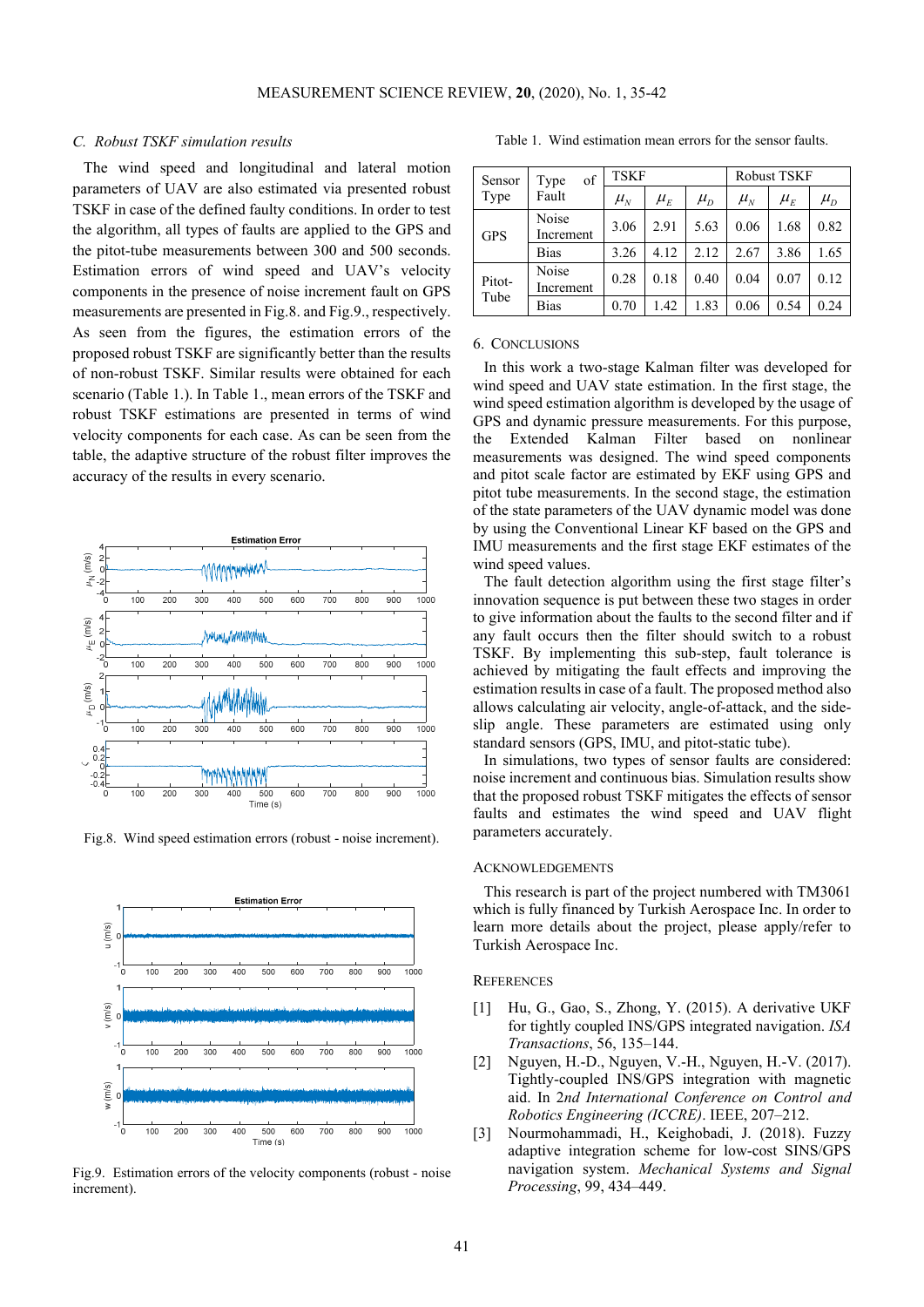### C. Robust TSKF simulation results

The wind speed and longitudinal and lateral motion parameters of UAV are also estimated via presented robust TSKF in case of the defined faulty conditions. In order to test the algorithm, all types of faults are applied to the GPS and the pitot-tube measurements between 300 and 500 seconds. Estimation errors of wind speed and UAV's velocity components in the presence of noise increment fault on GPS measurements are presented in Fig.8. and Fig.9., respectively. As seen from the figures, the estimation errors of the proposed robust TSKF are significantly better than the results of non-robust TSKF. Similar results were obtained for each scenario (Table 1.). In Table 1., mean errors of the TSKF and robust TSKF estimations are presented in terms of wind velocity components for each case. As can be seen from the table, the adaptive structure of the robust filter improves the accuracy of the results in every scenario.

Fig.8. Wind speed estimation errors (robust - noise increment).

Fig.9. Estimation errors of the velocity components (robust - noise increment).

Table 1. Wind estimation mean errors for the sensor faults.

| Sensor Type | Type of Fault | TSKF | | | Robust TSKF | | |
|---|---|---|---|---|---|---|---|
| | | $\mu_N$ | $\mu_E$ | $\mu_D$ | $\mu_N$ | $\mu_E$ | $\mu_D$ |
| GPS | Noise Increment | 3.06 | 2.91 | 5.63 | 0.06 | 1.68 | 0.82 |
| | Bias | 3.26 | 4.12 | 2.12 | 2.67 | 3.86 | 1.65 |
| Pitot-Tube | Noise Increment | 0.28 | 0.18 | 0.40 | 0.04 | 0.07 | 0.12 |
| | Bias | 0.70 | 1.42 | 1.83 | 0.06 | 0.54 | 0.24 |

## 6. Conclusions

In this work a two-stage Kalman filter was developed for wind speed and UAV state estimation. In the first stage, the wind speed estimation algorithm is developed by the usage of GPS and dynamic pressure measurements. For this purpose, the Extended Kalman Filter based on nonlinear measurements was designed. The wind speed components and pitot scale factor are estimated by EKF using GPS and pitot tube measurements. In the second stage, the estimation of the state parameters of the UAV dynamic model was done by using the Conventional Linear KF based on the GPS and IMU measurements and the first stage EKF estimates of the wind speed values.

The fault detection algorithm using the first stage filter's innovation sequence is put between these two stages in order to give information about the faults to the second filter and if any fault occurs then the filter should switch to a robust TSKF. By implementing this sub-step, fault tolerance is achieved by mitigating the fault effects and improving the estimation results in case of a fault. The proposed method also allows calculating air velocity, angle-of-attack, and the side-slip angle. These parameters are estimated using only standard sensors (GPS, IMU, and pitot-static tube).

In simulations, two types of sensor faults are considered: noise increment and continuous bias. Simulation results show that the proposed robust TSKF mitigates the effects of sensor faults and estimates the wind speed and UAV flight parameters accurately.

## Acknowledgements

This research is part of the project numbered with TM3061 which is fully financed by Turkish Aerospace Inc. In order to learn more details about the project, please apply/refer to Turkish Aerospace Inc.

## References

[1] Hu, G., Gao, S., Zhong, Y. (2015). A derivative UKF for tightly coupled INS/GPS integrated navigation. *ISA Transactions*, 56, 135–144.

[2] Nguyen, H.-D., Nguyen, V.-H., Nguyen, H.-V. (2017). Tightly-coupled INS/GPS integration with magnetic aid. In *2nd International Conference on Control and Robotics Engineering (ICCRE)*. IEEE, 207–212.

[3] Nourmohammadi, H., Keighobadi, J. (2018). Fuzzy adaptive integration scheme for low-cost SINS/GPS navigation system. *Mechanical Systems and Signal Processing*, 99, 434–449.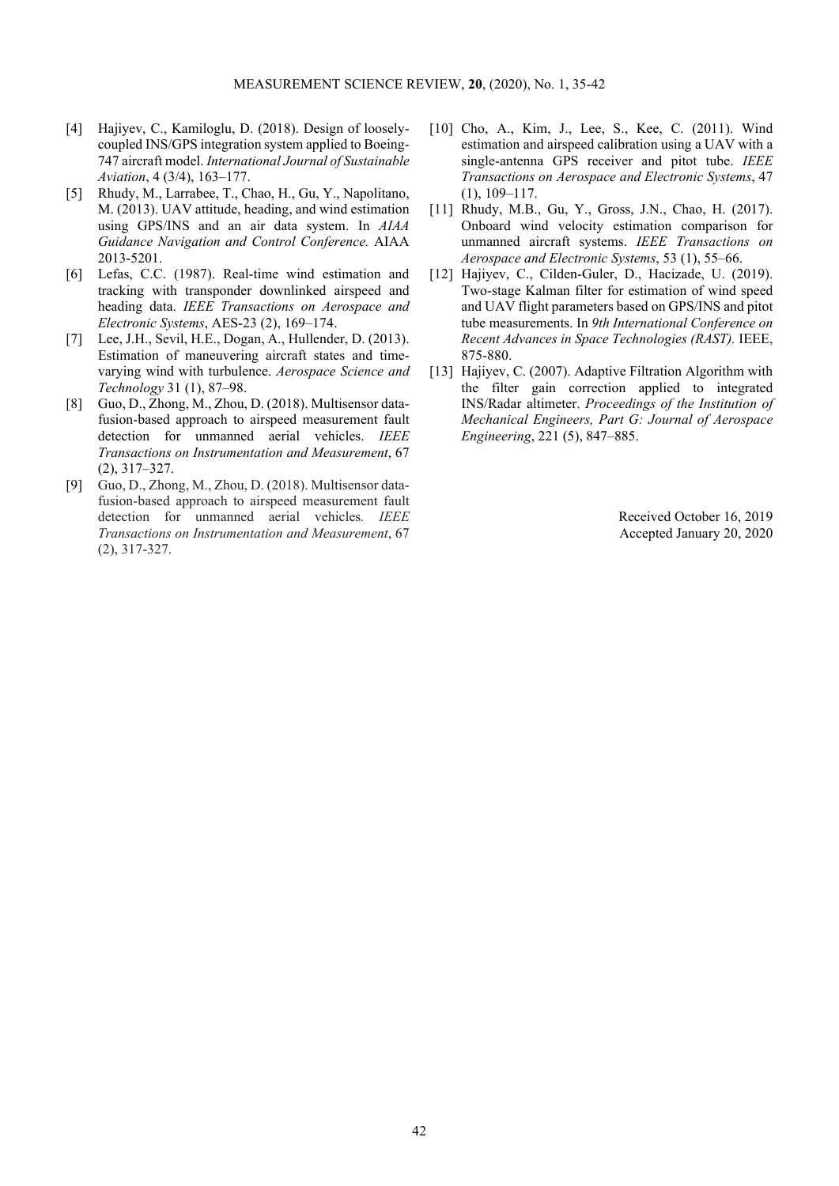[4] Hajiyev, C., Kamiloglu, D. (2018). Design of loosely-coupled INS/GPS integration system applied to Boeing-747 aircraft model. *International Journal of Sustainable Aviation*, 4 (3/4), 163–177.

[5] Rhudy, M., Larrabee, T., Chao, H., Gu, Y., Napolitano, M. (2013). UAV attitude, heading, and wind estimation using GPS/INS and an air data system. In *AIAA Guidance Navigation and Control Conference.* AIAA 2013-5201.

[6] Lefas, C.C. (1987). Real-time wind estimation and tracking with transponder downlinked airspeed and heading data. *IEEE Transactions on Aerospace and Electronic Systems*, AES-23 (2), 169–174.

[7] Lee, J.H., Sevil, H.E., Dogan, A., Hullender, D. (2013). Estimation of maneuvering aircraft states and time-varying wind with turbulence. *Aerospace Science and Technology* 31 (1), 87–98.

[8] Guo, D., Zhong, M., Zhou, D. (2018). Multisensor data-fusion-based approach to airspeed measurement fault detection for unmanned aerial vehicles. *IEEE Transactions on Instrumentation and Measurement*, 67 (2), 317–327.

[9] Guo, D., Zhong, M., Zhou, D. (2018). Multisensor data-fusion-based approach to airspeed measurement fault detection for unmanned aerial vehicles*. IEEE Transactions on Instrumentation and Measurement*, 67 (2), 317-327.

[10] Cho, A., Kim, J., Lee, S., Kee, C. (2011). Wind estimation and airspeed calibration using a UAV with a single-antenna GPS receiver and pitot tube. *IEEE Transactions on Aerospace and Electronic Systems*, 47 (1), 109–117.

[11] Rhudy, M.B., Gu, Y., Gross, J.N., Chao, H. (2017). Onboard wind velocity estimation comparison for unmanned aircraft systems. *IEEE Transactions on Aerospace and Electronic Systems*, 53 (1), 55–66.

[12] Hajiyev, C., Cilden-Guler, D., Hacizade, U. (2019). Two-stage Kalman filter for estimation of wind speed and UAV flight parameters based on GPS/INS and pitot tube measurements. In *9th International Conference on Recent Advances in Space Technologies (RAST)*. IEEE, 875-880.

[13] Hajiyev, C. (2007). Adaptive Filtration Algorithm with the filter gain correction applied to integrated INS/Radar altimeter. *Proceedings of the Institution of Mechanical Engineers, Part G: Journal of Aerospace Engineering*, 221 (5), 847–885.

Received October 16, 2019
Accepted January 20, 2020